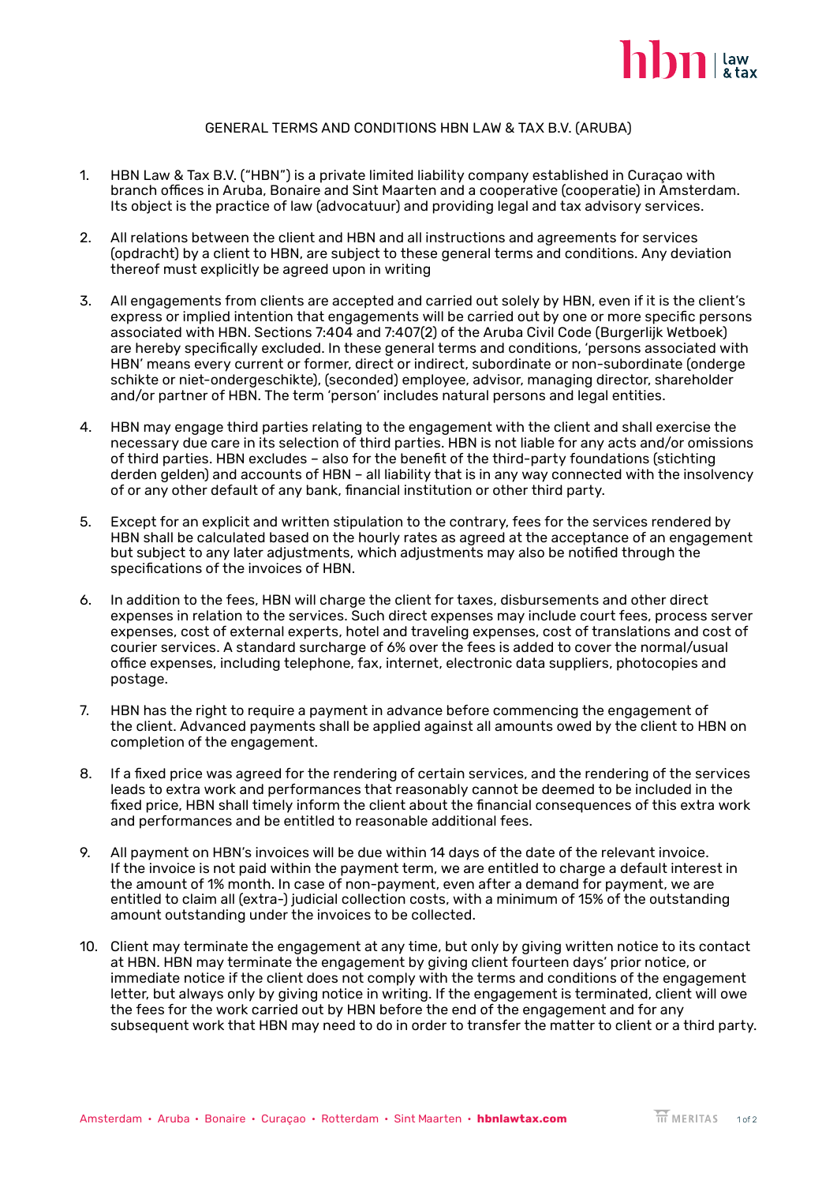# GENERAL TERMS AND CONDITIONS HBN LAW & TAX B.V. (ARUBA)

1. HBN Law & Tax B.V. ("HBN") is a private limited liability company established in Curaçao with branch offices in Aruba, Bonaire and Sint Maarten and a cooperative (cooperatie) in Amsterdam. Its object is the practice of law (advocatuur) and providing legal and tax advisory services.

2. All relations between the client and HBN and all instructions and agreements for services (opdracht) by a client to HBN, are subject to these general terms and conditions. Any deviation thereof must explicitly be agreed upon in writing

3. All engagements from clients are accepted and carried out solely by HBN, even if it is the client's express or implied intention that engagements will be carried out by one or more specific persons associated with HBN. Sections 7:404 and 7:407(2) of the Aruba Civil Code (Burgerlijk Wetboek) are hereby specifically excluded. In these general terms and conditions, 'persons associated with HBN' means every current or former, direct or indirect, subordinate or non-subordinate (onderge schikte or niet-ondergeschikte), (seconded) employee, advisor, managing director, shareholder and/or partner of HBN. The term 'person' includes natural persons and legal entities.

4. HBN may engage third parties relating to the engagement with the client and shall exercise the necessary due care in its selection of third parties. HBN is not liable for any acts and/or omissions of third parties. HBN excludes – also for the benefit of the third-party foundations (stichting derden gelden) and accounts of HBN – all liability that is in any way connected with the insolvency of or any other default of any bank, financial institution or other third party.

5. Except for an explicit and written stipulation to the contrary, fees for the services rendered by HBN shall be calculated based on the hourly rates as agreed at the acceptance of an engagement but subject to any later adjustments, which adjustments may also be notified through the specifications of the invoices of HBN.

6. In addition to the fees, HBN will charge the client for taxes, disbursements and other direct expenses in relation to the services. Such direct expenses may include court fees, process server expenses, cost of external experts, hotel and traveling expenses, cost of translations and cost of courier services. A standard surcharge of 6% over the fees is added to cover the normal/usual office expenses, including telephone, fax, internet, electronic data suppliers, photocopies and postage.

7. HBN has the right to require a payment in advance before commencing the engagement of the client. Advanced payments shall be applied against all amounts owed by the client to HBN on completion of the engagement.

8. If a fixed price was agreed for the rendering of certain services, and the rendering of the services leads to extra work and performances that reasonably cannot be deemed to be included in the fixed price, HBN shall timely inform the client about the financial consequences of this extra work and performances and be entitled to reasonable additional fees.

9. All payment on HBN's invoices will be due within 14 days of the date of the relevant invoice. If the invoice is not paid within the payment term, we are entitled to charge a default interest in the amount of 1% month. In case of non-payment, even after a demand for payment, we are entitled to claim all (extra-) judicial collection costs, with a minimum of 15% of the outstanding amount outstanding under the invoices to be collected.

10. Client may terminate the engagement at any time, but only by giving written notice to its contact at HBN. HBN may terminate the engagement by giving client fourteen days' prior notice, or immediate notice if the client does not comply with the terms and conditions of the engagement letter, but always only by giving notice in writing. If the engagement is terminated, client will owe the fees for the work carried out by HBN before the end of the engagement and for any subsequent work that HBN may need to do in order to transfer the matter to client or a third party.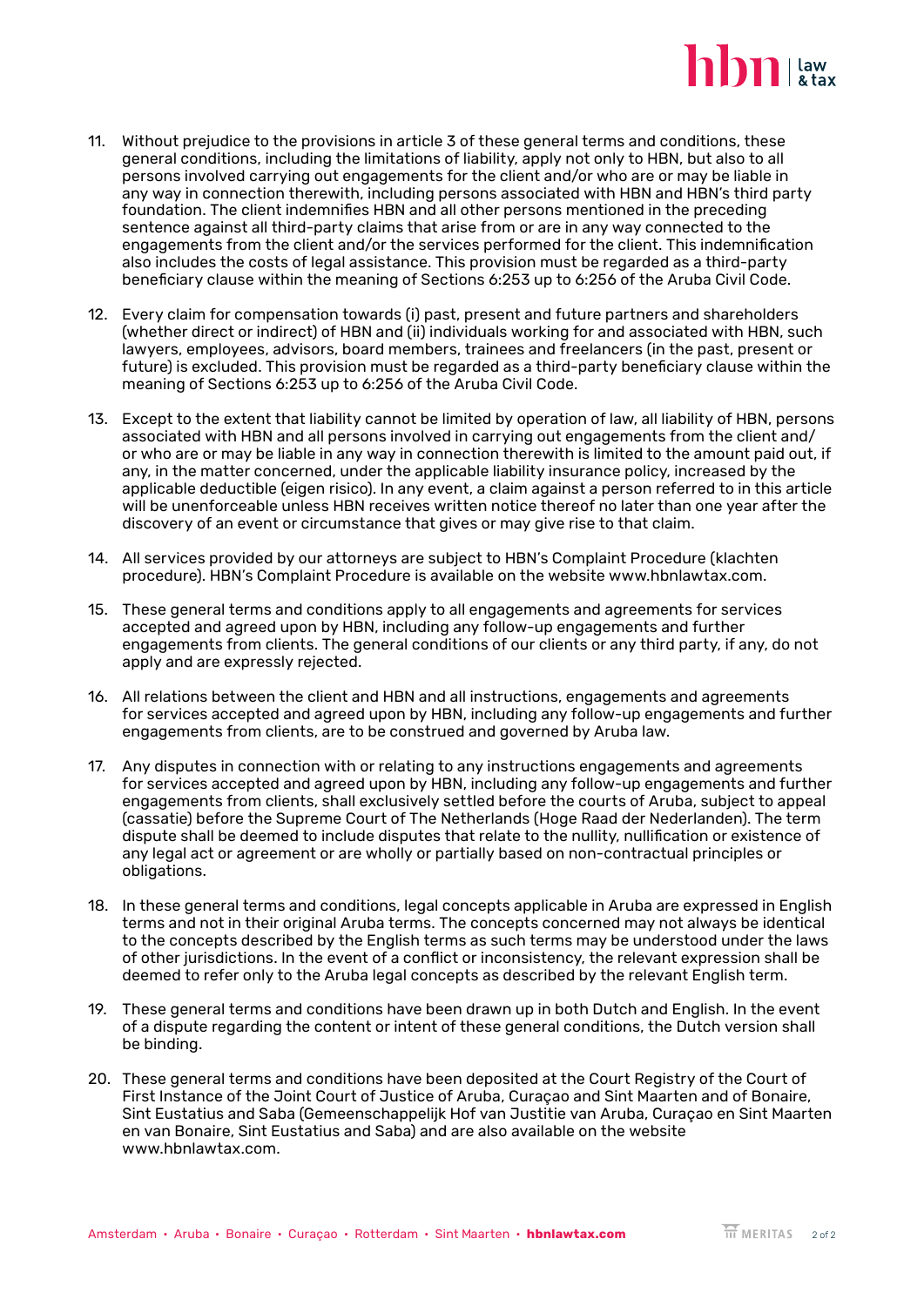11. Without prejudice to the provisions in article 3 of these general terms and conditions, these general conditions, including the limitations of liability, apply not only to HBN, but also to all persons involved carrying out engagements for the client and/or who are or may be liable in any way in connection therewith, including persons associated with HBN and HBN's third party foundation. The client indemnifies HBN and all other persons mentioned in the preceding sentence against all third-party claims that arise from or are in any way connected to the engagements from the client and/or the services performed for the client. This indemnification also includes the costs of legal assistance. This provision must be regarded as a third-party beneficiary clause within the meaning of Sections 6:253 up to 6:256 of the Aruba Civil Code.

12. Every claim for compensation towards (i) past, present and future partners and shareholders (whether direct or indirect) of HBN and (ii) individuals working for and associated with HBN, such lawyers, employees, advisors, board members, trainees and freelancers (in the past, present or future) is excluded. This provision must be regarded as a third-party beneficiary clause within the meaning of Sections 6:253 up to 6:256 of the Aruba Civil Code.

13. Except to the extent that liability cannot be limited by operation of law, all liability of HBN, persons associated with HBN and all persons involved in carrying out engagements from the client and/or who are or may be liable in any way in connection therewith is limited to the amount paid out, if any, in the matter concerned, under the applicable liability insurance policy, increased by the applicable deductible (eigen risico). In any event, a claim against a person referred to in this article will be unenforceable unless HBN receives written notice thereof no later than one year after the discovery of an event or circumstance that gives or may give rise to that claim.

14. All services provided by our attorneys are subject to HBN's Complaint Procedure (klachten procedure). HBN's Complaint Procedure is available on the website www.hbnlawtax.com.

15. These general terms and conditions apply to all engagements and agreements for services accepted and agreed upon by HBN, including any follow-up engagements and further engagements from clients. The general conditions of our clients or any third party, if any, do not apply and are expressly rejected.

16. All relations between the client and HBN and all instructions, engagements and agreements for services accepted and agreed upon by HBN, including any follow-up engagements and further engagements from clients, are to be construed and governed by Aruba law.

17. Any disputes in connection with or relating to any instructions engagements and agreements for services accepted and agreed upon by HBN, including any follow-up engagements and further engagements from clients, shall exclusively settled before the courts of Aruba, subject to appeal (cassatie) before the Supreme Court of The Netherlands (Hoge Raad der Nederlanden). The term dispute shall be deemed to include disputes that relate to the nullity, nullification or existence of any legal act or agreement or are wholly or partially based on non-contractual principles or obligations.

18. In these general terms and conditions, legal concepts applicable in Aruba are expressed in English terms and not in their original Aruba terms. The concepts concerned may not always be identical to the concepts described by the English terms as such terms may be understood under the laws of other jurisdictions. In the event of a conflict or inconsistency, the relevant expression shall be deemed to refer only to the Aruba legal concepts as described by the relevant English term.

19. These general terms and conditions have been drawn up in both Dutch and English. In the event of a dispute regarding the content or intent of these general conditions, the Dutch version shall be binding.

20. These general terms and conditions have been deposited at the Court Registry of the Court of First Instance of the Joint Court of Justice of Aruba, Curaçao and Sint Maarten and of Bonaire, Sint Eustatius and Saba (Gemeenschappelijk Hof van Justitie van Aruba, Curaçao en Sint Maarten en van Bonaire, Sint Eustatius and Saba) and are also available on the website www.hbnlawtax.com.